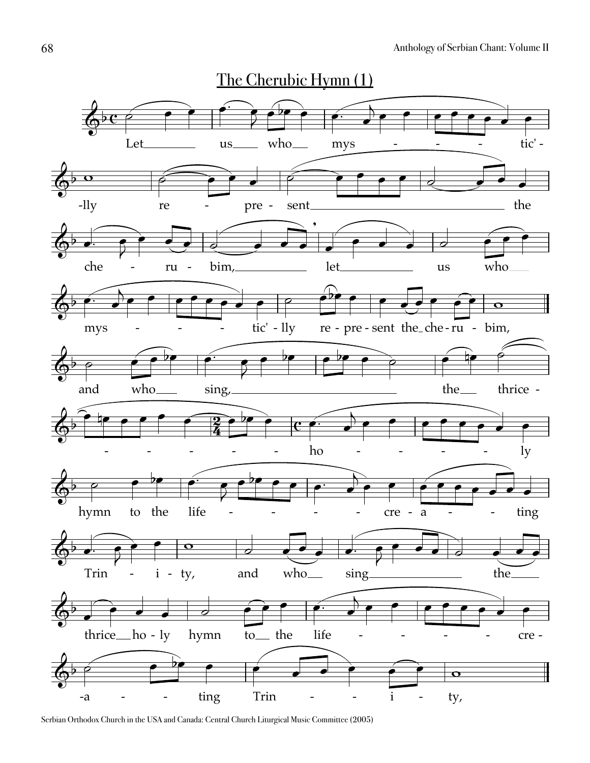## The Cherubic Hymn (1)

Let us who mys - - - - tic' - lly re - pre - sent the che - ru - bim, let us who mys - - - - tic' - lly re - pre - sent the che - ru - bim,

and who sing, the thrice - - - - - - - ho - - - - - ly hymn to the life - - - - cre - a - - - ting Trin - i - ty, and who sing the thrice ho - ly hymn to the life - - - - - cre - a - - - ting Trin - - - i - ty,

Serbian Orthodox Church in the USA and Canada: Central Church Liturgical Music Committee (2005)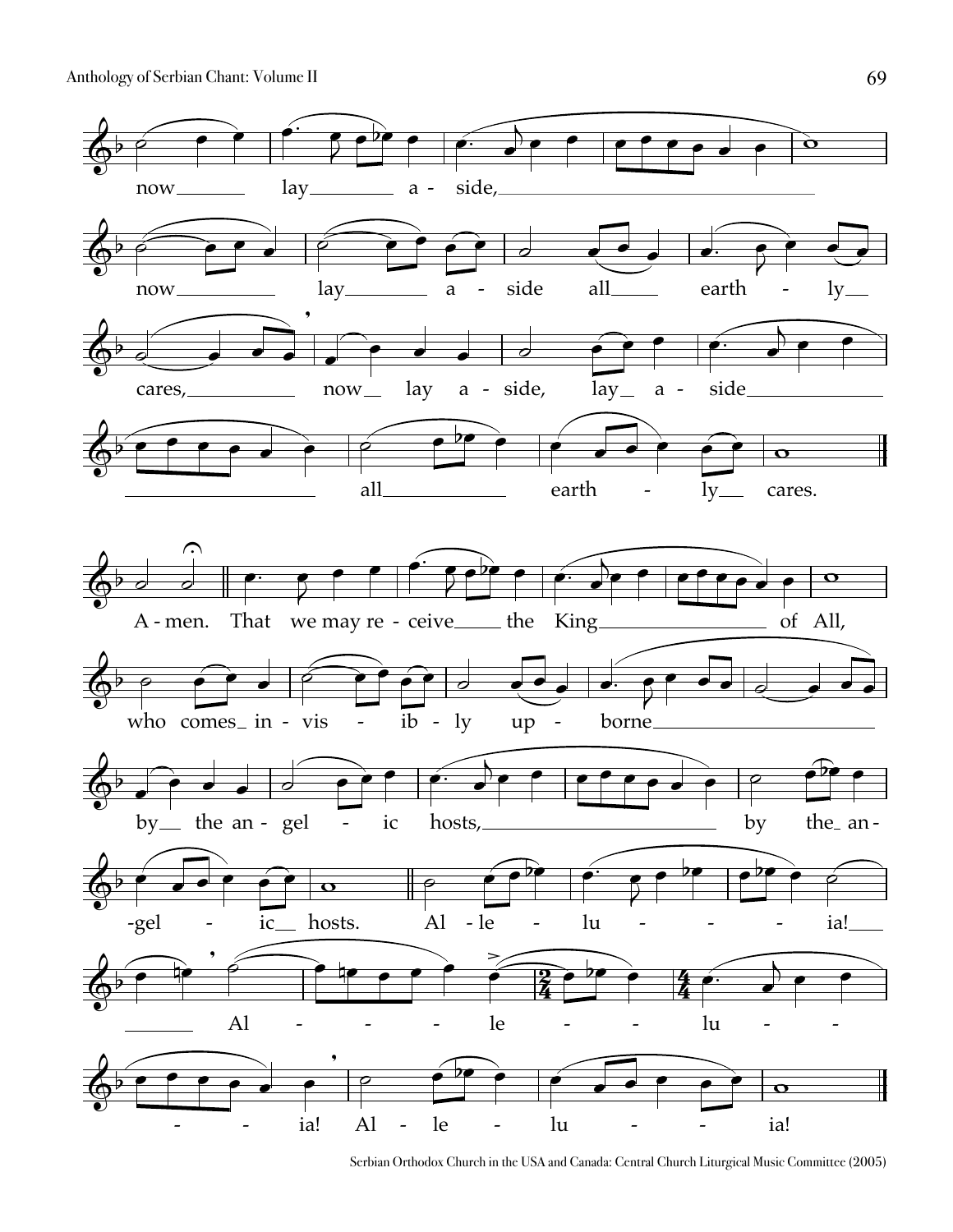now lay a - side,

now lay a - side all earth - ly

cares, now lay a - side, lay a - side

all earth - ly cares.

A - men. That we may re - ceive the King of All,

who comes in - vis - ib - ly up - borne

by the an - gel - ic hosts, by the an -

-gel - ic hosts. Al - le - lu - ia!

Al - le - lu -

- ia! Al - le - lu - ia!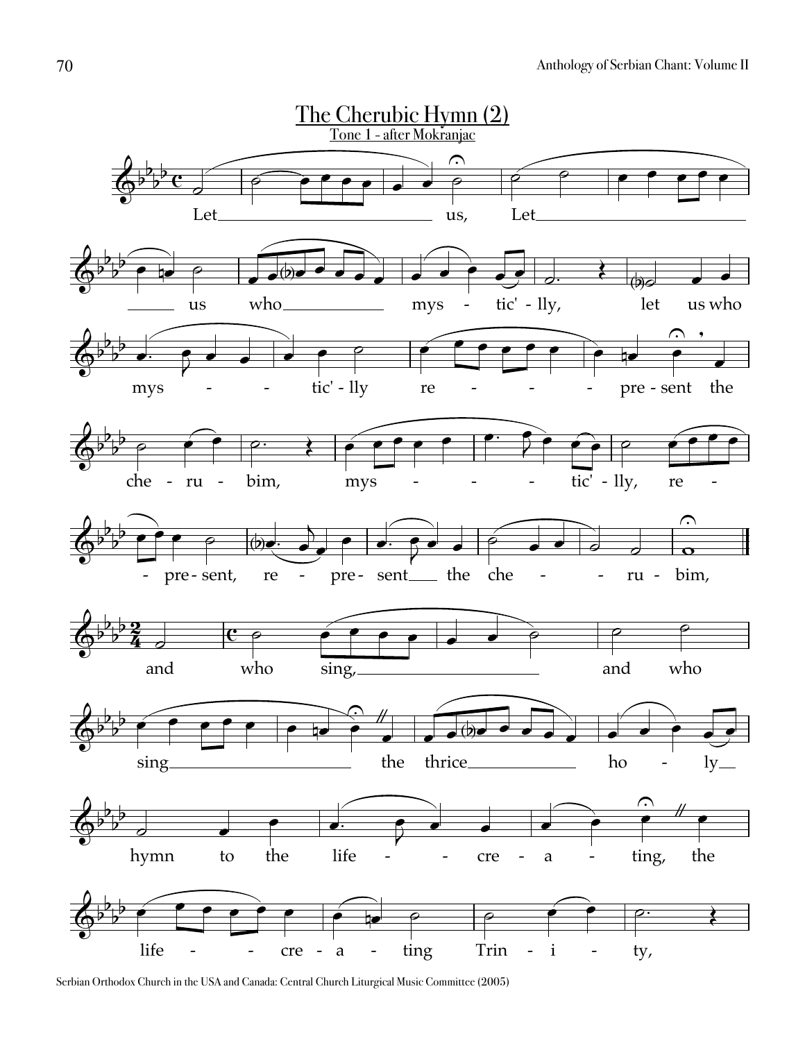# The Cherubic Hymn (2)

Tone 1 - after Mokranjac

Serbian Orthodox Church in the USA and Canada: Central Church Liturgical Music Committee (2005)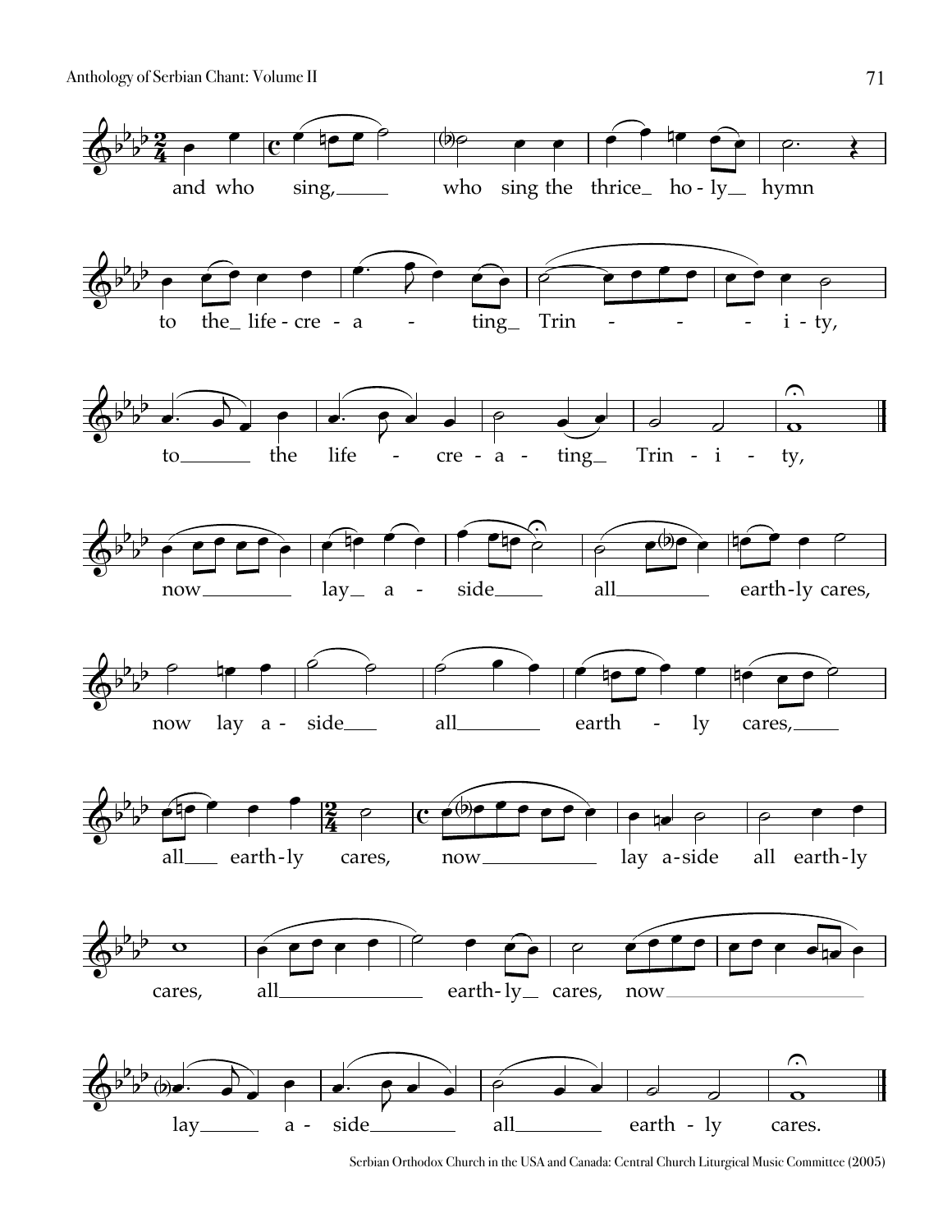and who sing, who sing the thrice holy hymn

to the life-creating Trinity,

to the life-creating Trinity,

now lay aside all earthly cares,

now lay aside all earthly cares,

all earthly cares, now lay aside all earthly

cares, all earthly cares, now

lay aside all earthly cares.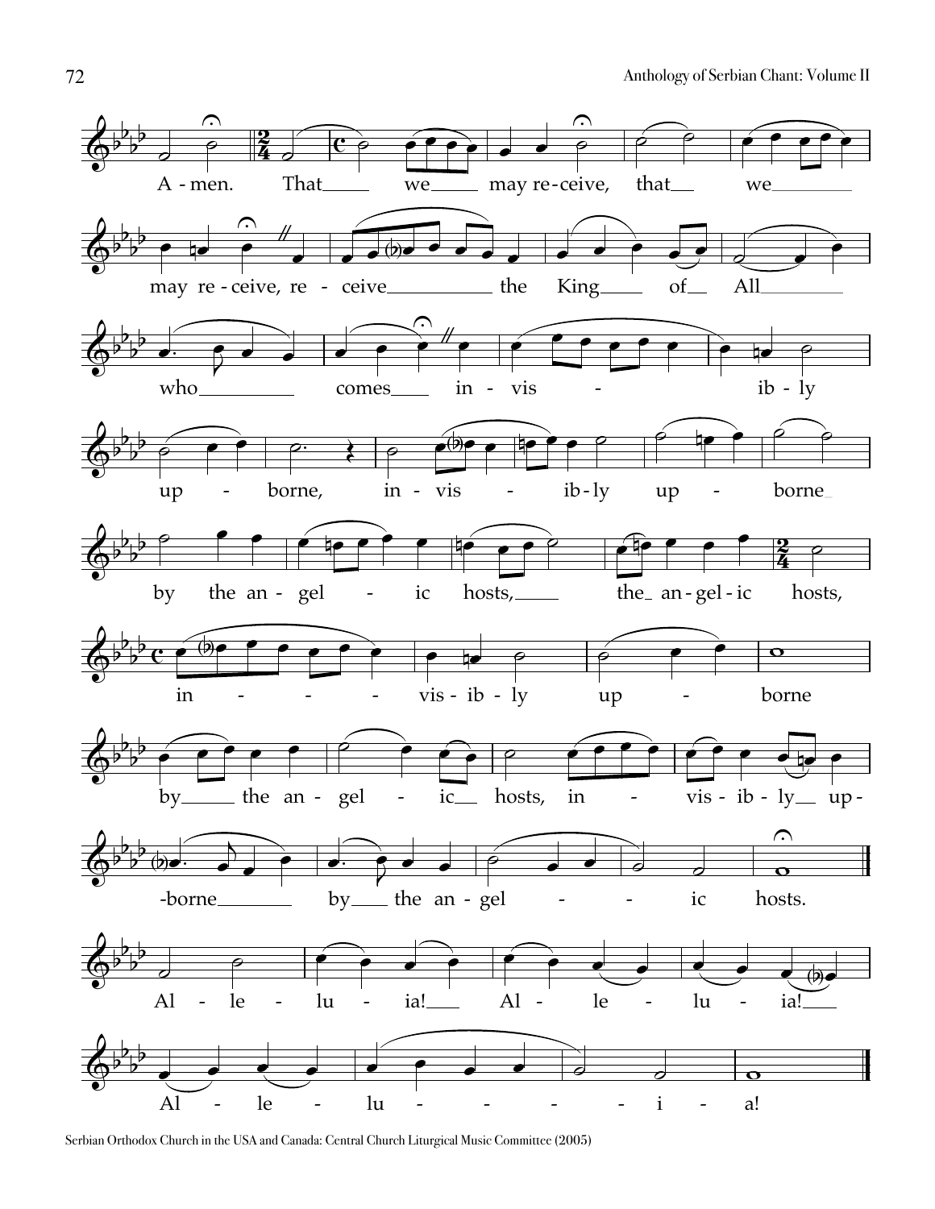A - men. That we may re-ceive, that we

may re - ceive, re - ceive the King of All

who comes in - vis - ib - ly

up - borne, in - vis - ib - ly up - borne

by the an - gel - ic hosts, the an - gel - ic hosts,

in - - - - vis - ib - ly up - borne

by the an - gel - ic hosts, in - vis - ib - ly up -

-borne by the an - gel - - ic hosts.

Al - le - lu - ia! Al - le - lu - ia!

Al - le - lu - - - - i - a!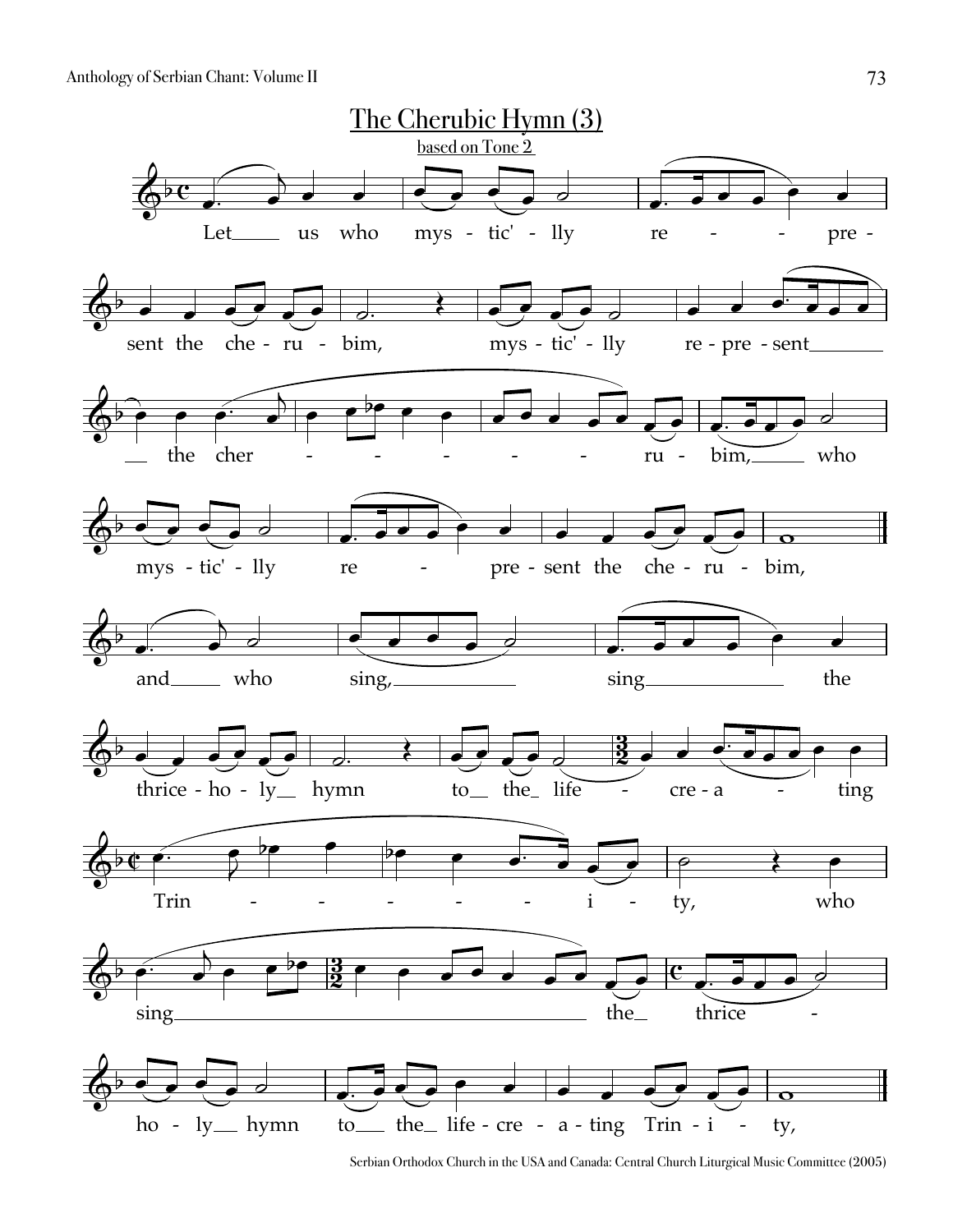## The Cherubic Hymn (3)

based on Tone 2

Let us who mys - tic' - lly re - - pre - sent the che - ru - bim, mys - tic' - lly re - pre - sent the cher - - - - - ru - bim, who mys - tic' - lly re - pre - sent the che - ru - bim,

and who sing, sing the thrice - ho - ly hymn to the life - cre - a - ting Trin - - - - - i - ty, who sing the thrice - ho - ly hymn to the life - cre - a - ting Trin - i - ty,

Serbian Orthodox Church in the USA and Canada: Central Church Liturgical Music Committee (2005)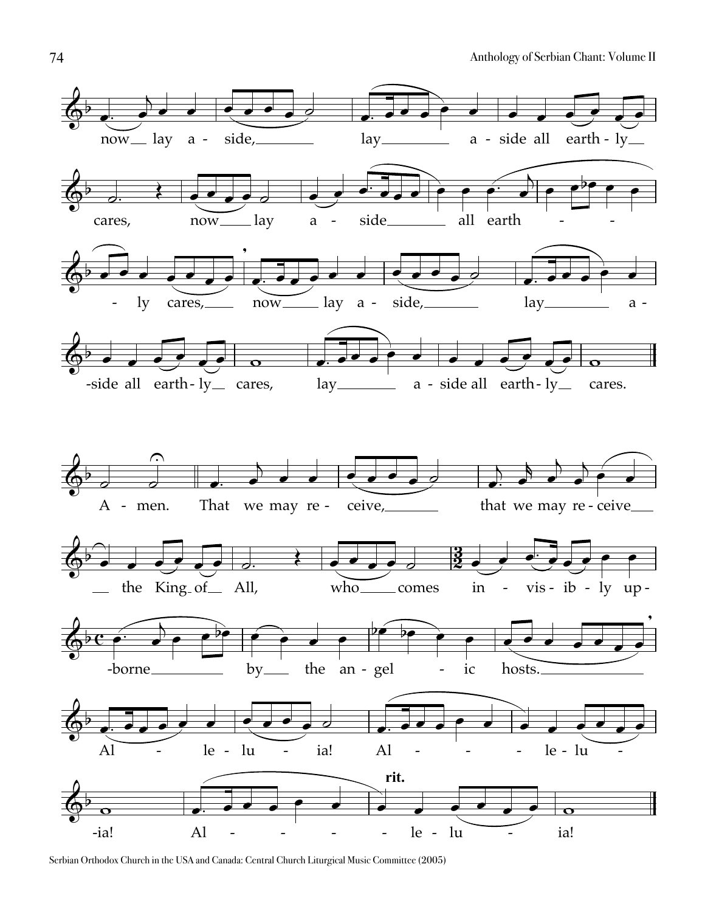now lay a - side, lay a - side all earth - ly cares, now lay a - side all earth - - - ly cares, now lay a - side, lay a - side all earth - ly cares, lay a - side all earth - ly cares.

A - men. That we may re - ceive, that we may re - ceive the King of All, who comes in - vis - ib - ly up - borne by the an - gel - ic hosts. Al - le - lu - ia! Al - - - le - lu - ia! Al - - - - le - lu - ia!

**rit.**

Serbian Orthodox Church in the USA and Canada: Central Church Liturgical Music Committee (2005)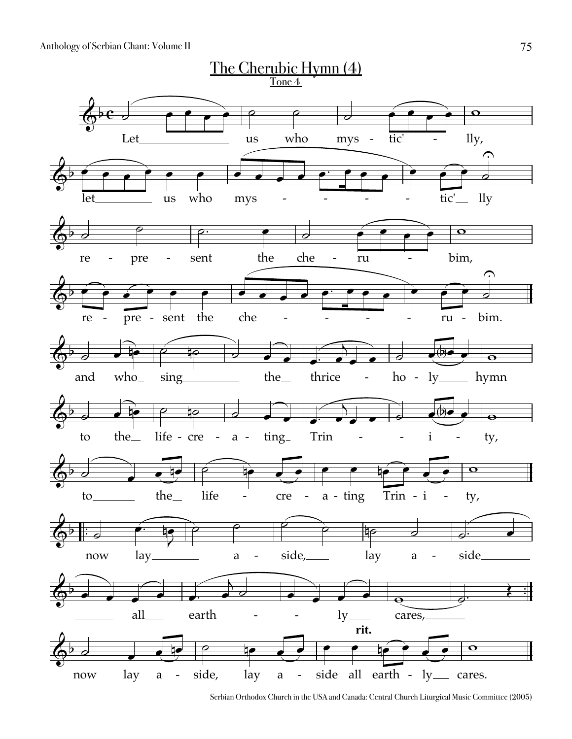# The Cherubic Hymn (4)

Tone 4

Let us who mystic'lly, let us who mystic'lly represent the cherubim, represent the cherubim.

and who sing the thrice-holy hymn to the life-creating Trinity, to the life-creating Trinity,

now lay aside, lay aside all earthly cares,

now lay aside, lay aside all earthly cares.

Serbian Orthodox Church in the USA and Canada: Central Church Liturgical Music Committee (2005)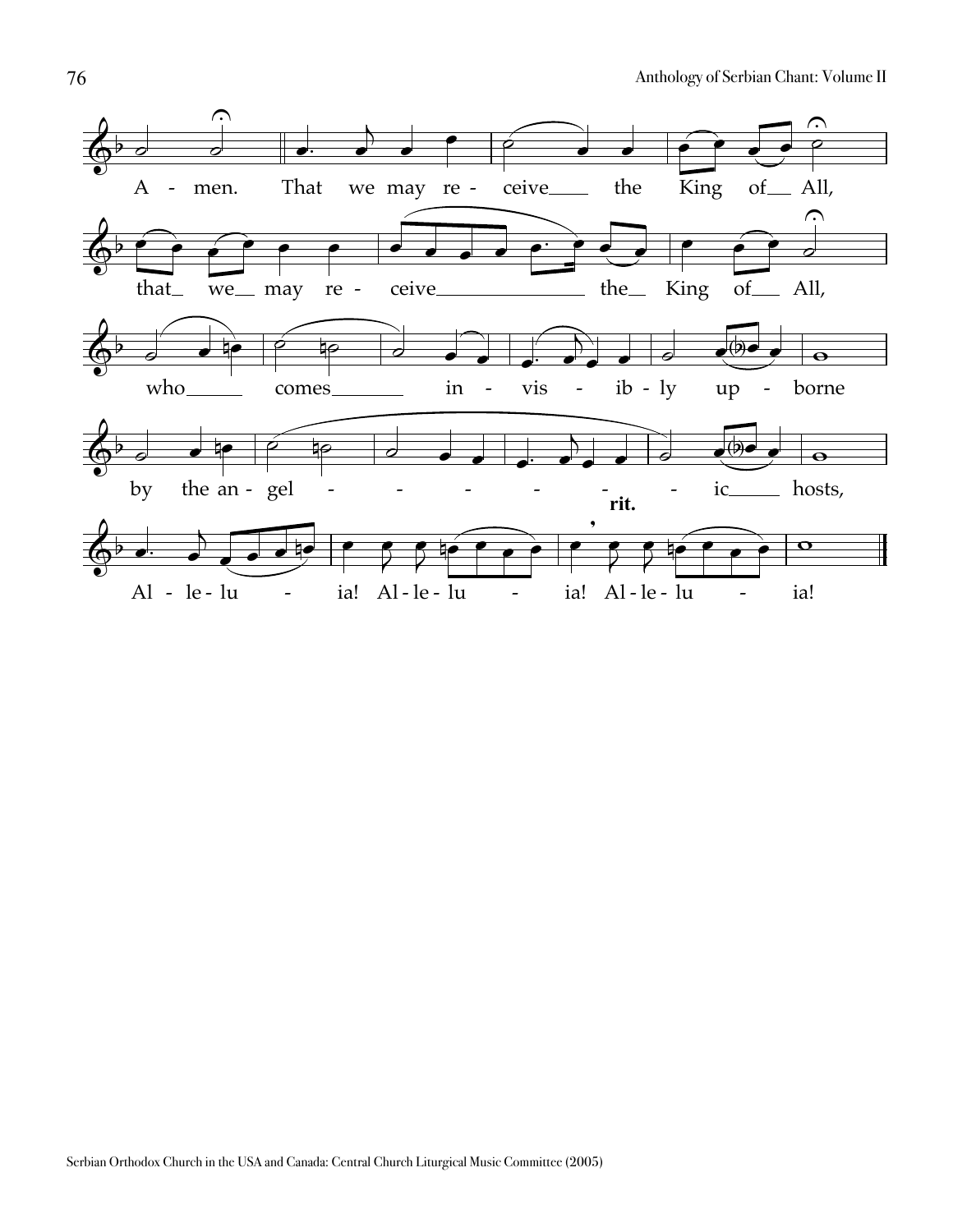A - men. That we may re - ceive the King of All,

that we may re - ceive the King of All,

who comes in - vis - ib - ly up - borne

by the an - gel - - - - - - ic hosts,

**rit.**

Al - le - lu - ia! Al - le - lu - ia! Al - le - lu - ia!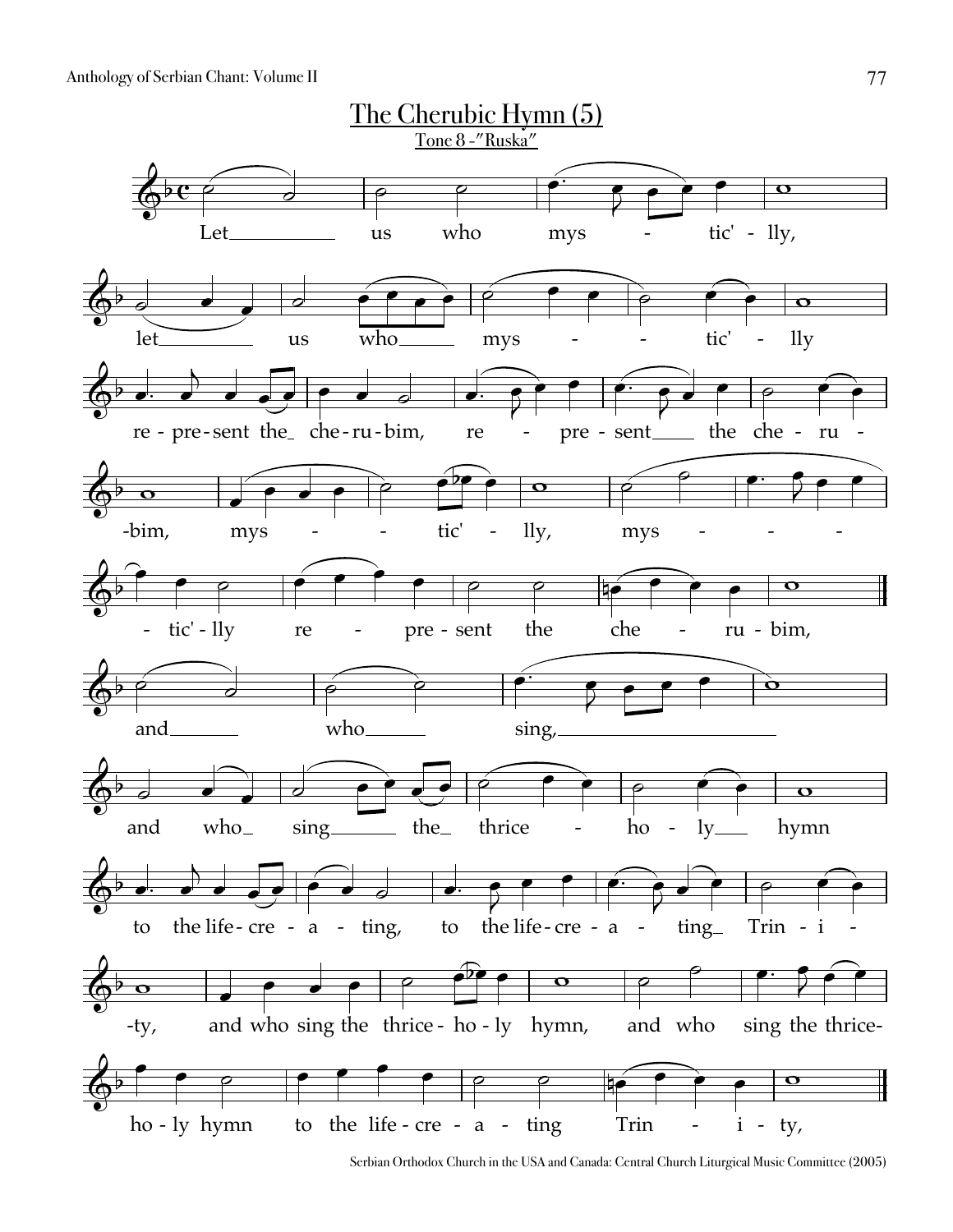# The Cherubic Hymn (5)

Tone 8 -"Ruska"

Let us who mys - tic' - lly,

let us who mys - - tic' - lly

re - pre - sent the che - ru - bim, re - pre - sent the che - ru -

-bim, mys - - tic' - lly, mys - - -

- tic' - lly re - pre - sent the che - ru - bim,

and who sing,

and who sing the thrice - ho - ly hymn

to the life - cre - a - ting, to the life - cre - a - ting Trin - i -

-ty, and who sing the thrice - ho - ly hymn, and who sing the thrice-

ho - ly hymn to the life - cre - a - ting Trin - i - ty,

Serbian Orthodox Church in the USA and Canada: Central Church Liturgical Music Committee (2005)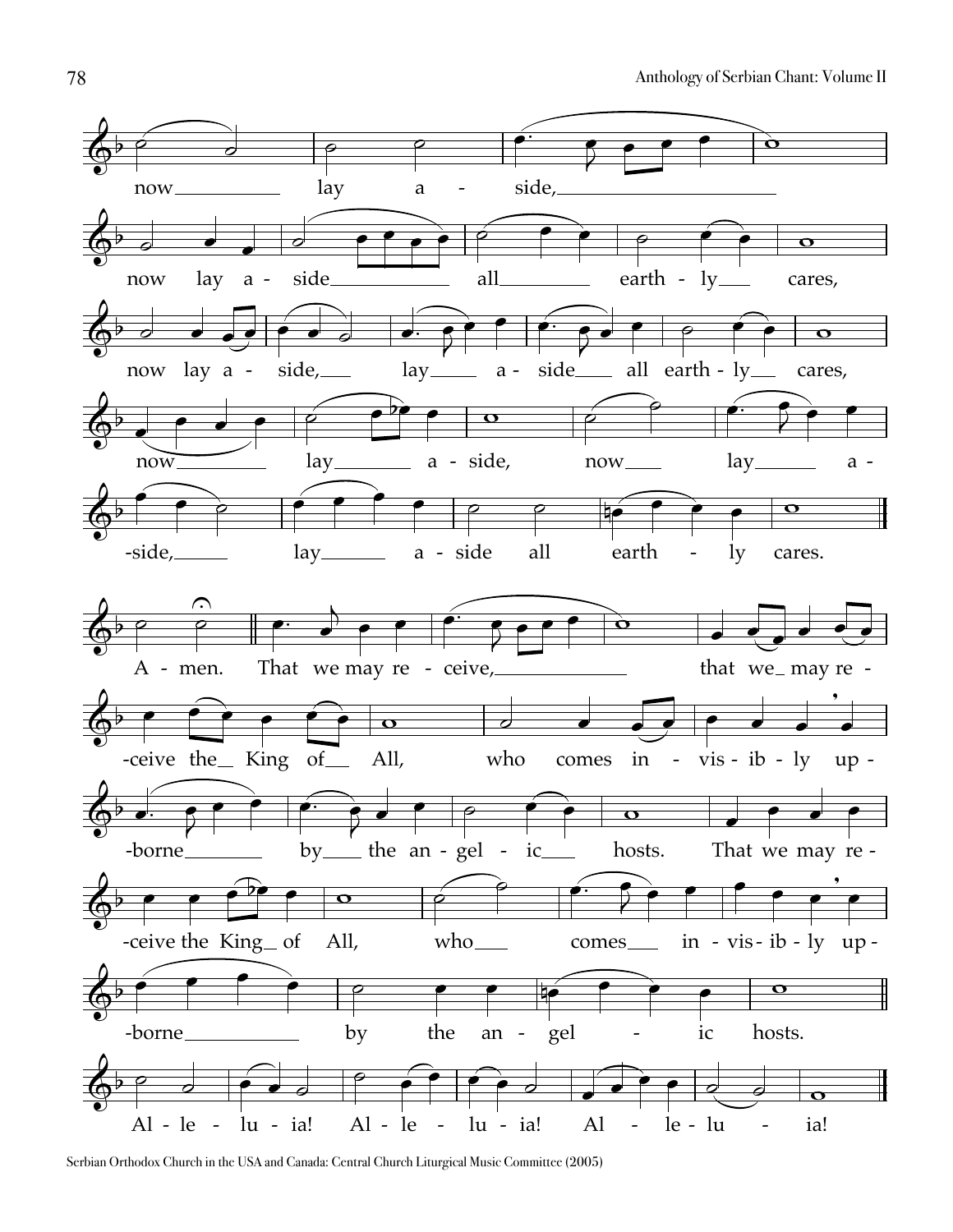now lay a - side,

now lay a - side all earth - ly cares,

now lay a - side, lay a - side all earth - ly cares,

now lay a - side, now lay a -

-side, lay a - side all earth - ly cares.

A - men. That we may re - ceive, that we may re -

-ceive the King of All, who comes in - vis - ib - ly up -

-borne by the an - gel - ic hosts. That we may re -

-ceive the King of All, who comes in - vis - ib - ly up -

-borne by the an - gel - ic hosts.

Al - le - lu - ia! Al - le - lu - ia! Al - le - lu - ia!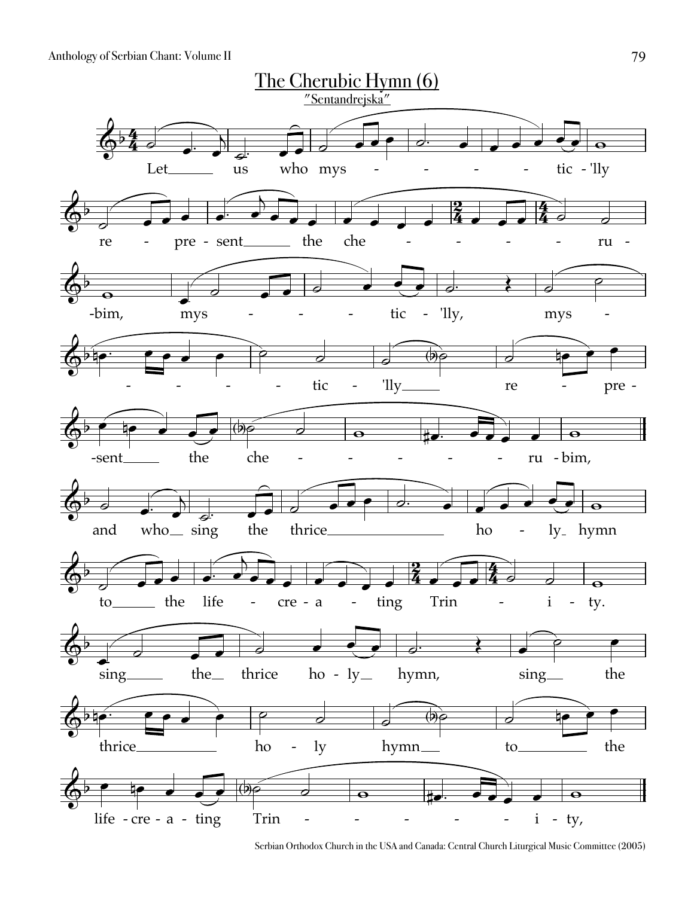# The Cherubic Hymn (6)

"Sentandrejska"

Let us who mys - - - - tic - 'lly re - pre - sent the che - - - - - ru - -bim, mys - - - - tic - 'lly, mys - - - - - - tic - 'lly re - pre - -sent the che - - - - - ru - bim,

and who sing the thrice ho - ly hymn to the life - cre - a - ting Trin - i - ty. sing the thrice ho - ly hymn, sing the thrice ho - ly hymn to the life - cre - a - ting Trin - - - - - i - ty,

Serbian Orthodox Church in the USA and Canada: Central Church Liturgical Music Committee (2005)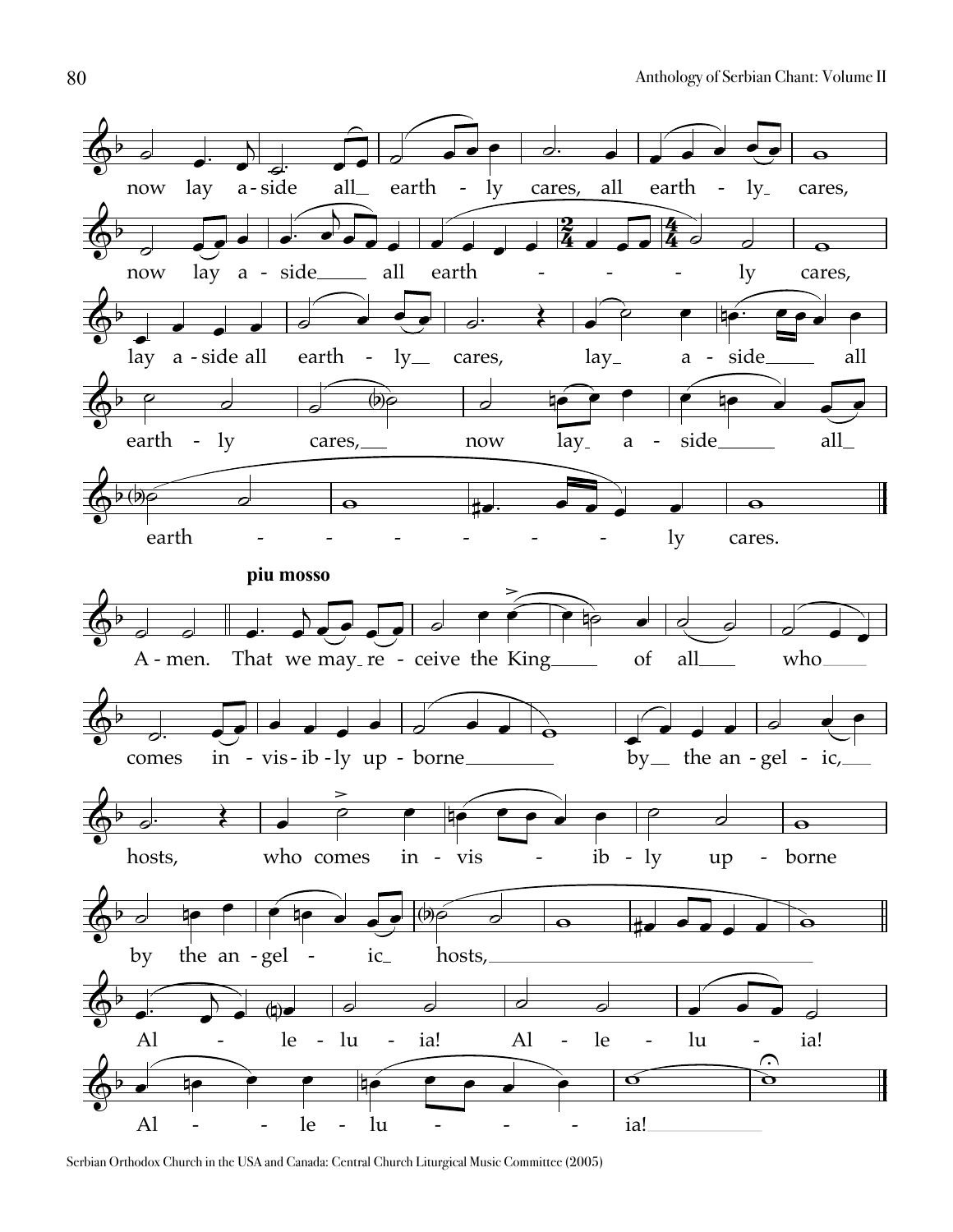now lay a-side all earth - ly cares, all earth - ly cares,

now lay a - side all earth - - - - ly cares,

lay a - side all earth - ly cares, lay a - side all

earth - ly cares, now lay a - side all

earth - - - - - - ly cares.

**piu mosso**

A - men. That we may re - ceive the King of all who

comes in - vis - ib - ly up - borne by the an - gel - ic,

hosts, who comes in - vis - ib - ly up - borne

by the an - gel - ic hosts,

Al - le - lu - ia! Al - le - lu - ia!

Al - - le - lu - - - ia!

Serbian Orthodox Church in the USA and Canada: Central Church Liturgical Music Committee (2005)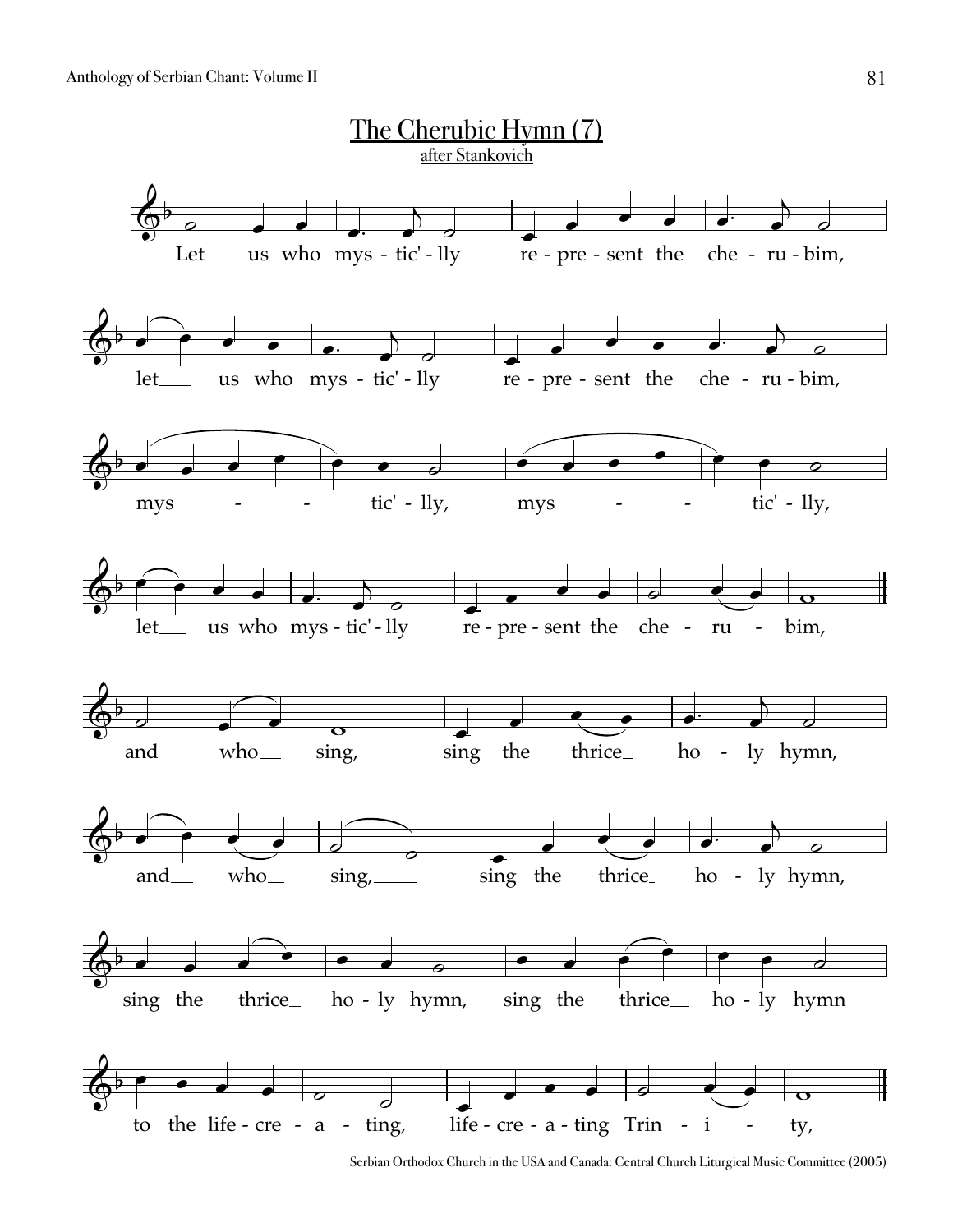# The Cherubic Hymn (7)

after Stankovich

Let us who mys - tic' - lly re - pre - sent the che - ru - bim,

let___ us who mys - tic' - lly re - pre - sent the che - ru - bim,

mys - - tic' - lly, mys - - tic' - lly,

let___ us who mys - tic' - lly re - pre - sent the che - ru - bim,

and who___ sing, sing the thrice_ ho - ly hymn,

and___ who___ sing,____ sing the thrice_ ho - ly hymn,

sing the thrice_ ho - ly hymn, sing the thrice___ ho - ly hymn

to the life - cre - a - ting, life - cre - a - ting Trin - i - ty,

Serbian Orthodox Church in the USA and Canada: Central Church Liturgical Music Committee (2005)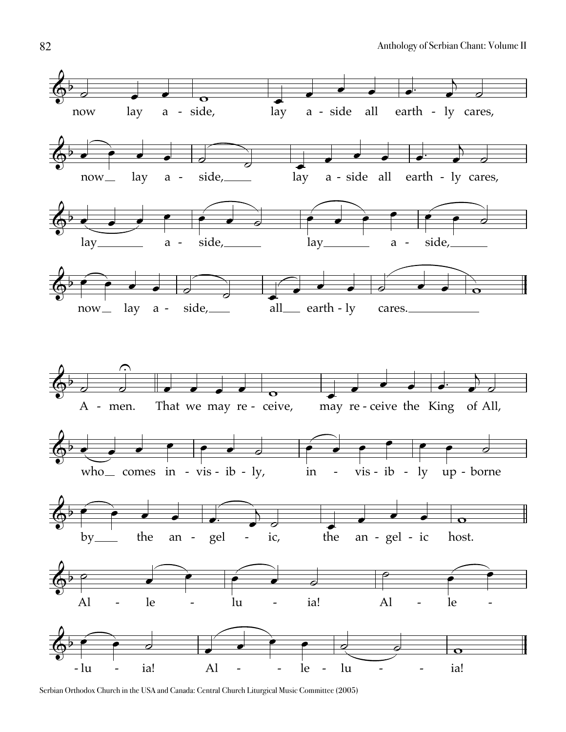now lay a - side, lay a - side all earth - ly cares,

now lay a - side, lay a - side all earth - ly cares,

lay a - side, lay a - side,

now lay a - side, all earth - ly cares.

A - men. That we may re - ceive, may re - ceive the King of All,

who comes in - vis - ib - ly, in - vis - ib - ly up - borne

by the an - gel - ic, the an - gel - ic host.

Al - le - lu - ia! Al - le -

- lu - ia! Al - - le - lu - - ia!

Serbian Orthodox Church in the USA and Canada: Central Church Liturgical Music Committee (2005)